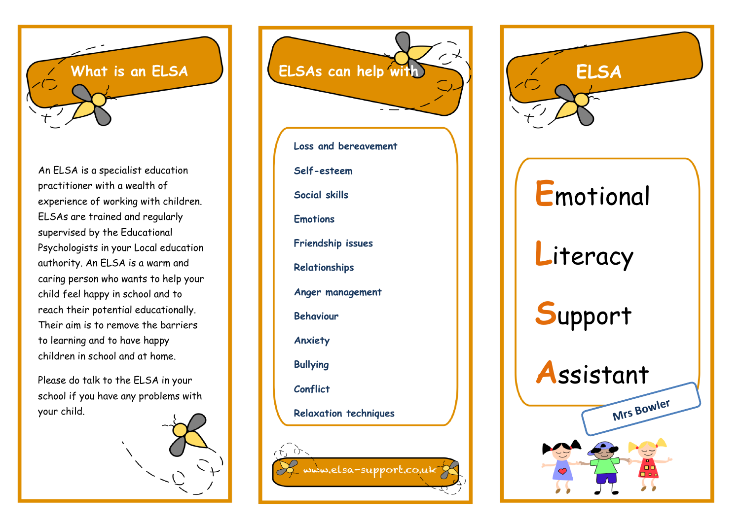## What is an ELSA

An ELSA is a specialist education practitioner with a wealth of experience of working with children. ELSAs are trained and regularly supervised by the Educational Psychologists in your Local education authority. An ELSA is a warm and caring person who wants to help your child feel happy in school and to reach their potential educationally. Their aim is to remove the barriers to learning and to have happy children in school and at home.

Please do talk to the ELSA in your school if you have any problems with your child.

## ELSAs can help with

- Loss and bereavement
- Self-esteem
- Social skills
- Emotions
- Friendship issues
- Relationships
- Anger management
- Behaviour
- Anxiety
- Bullying
- Conflict
- Relaxation techniques

www.elsa-support.co.uk

## ELSA

**E**motional

**L**iteracy

**S**upport

**A**ssistant

Mrs Bowler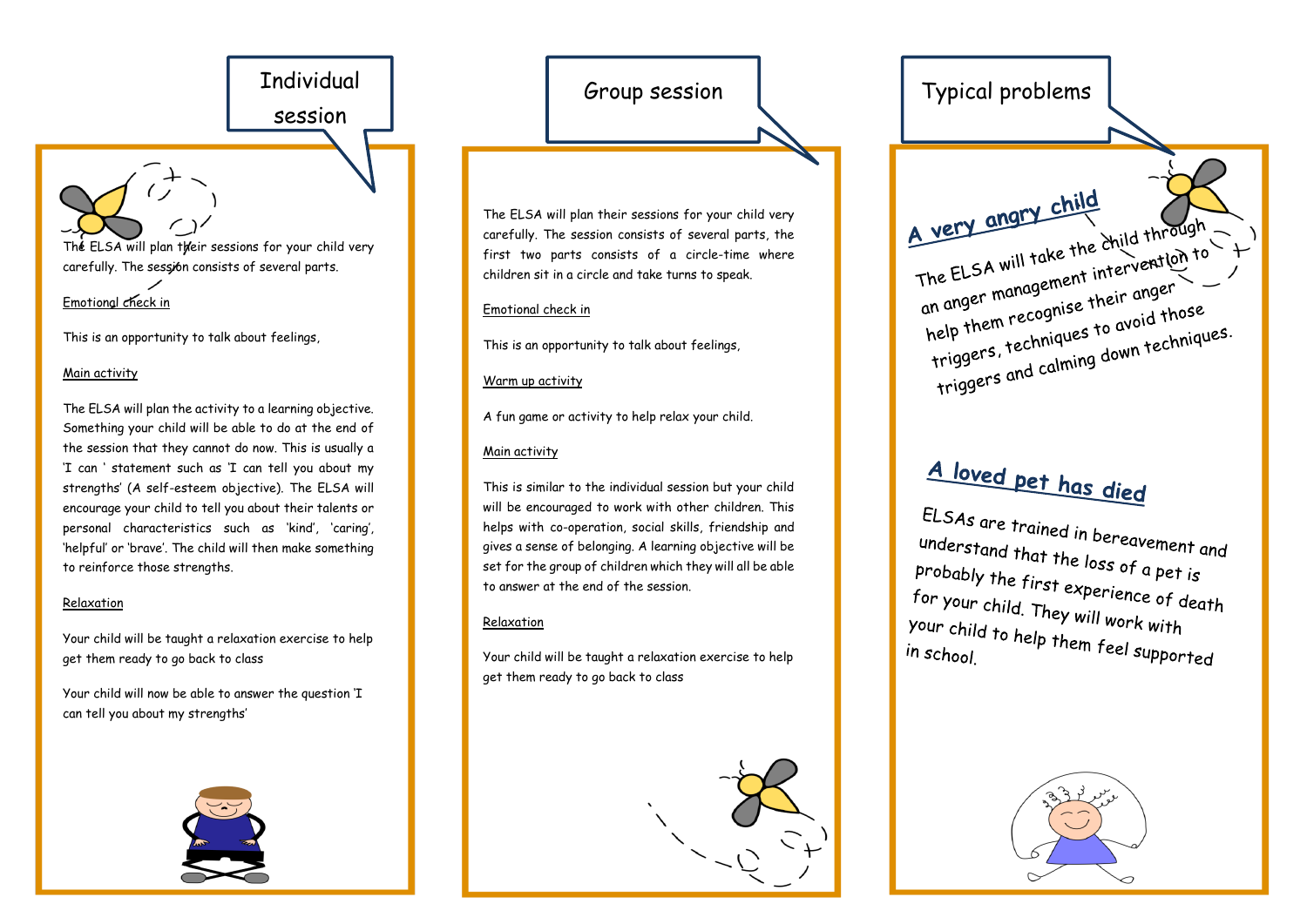## Individual session

The ELSA will plan their sessions for your child very carefully. The session consists of several parts.

Emotional check in

This is an opportunity to talk about feelings,

Main activity

The ELSA will plan the activity to a learning objective. Something your child will be able to do at the end of the session that they cannot do now. This is usually a 'I can ' statement such as 'I can tell you about my strengths' (A self-esteem objective). The ELSA will encourage your child to tell you about their talents or personal characteristics such as 'kind', 'caring', 'helpful' or 'brave'. The child will then make something to reinforce those strengths.

Relaxation

Your child will be taught a relaxation exercise to help get them ready to go back to class

Your child will now be able to answer the question 'I can tell you about my strengths'

## Group session

The ELSA will plan their sessions for your child very carefully. The session consists of several parts, the first two parts consists of a circle-time where children sit in a circle and take turns to speak.

Emotional check in

This is an opportunity to talk about feelings,

Warm up activity

A fun game or activity to help relax your child.

Main activity

This is similar to the individual session but your child will be encouraged to work with other children. This helps with co-operation, social skills, friendship and gives a sense of belonging. A learning objective will be set for the group of children which they will all be able to answer at the end of the session.

Relaxation

Your child will be taught a relaxation exercise to help get them ready to go back to class

## Typical problems

### A very angry child

The ELSA will take the child through an anger management intervention to help them recognise their anger triggers, techniques to avoid those triggers and calming down techniques.

### A loved pet has died

ELSAs are trained in bereavement and understand that the loss of a pet is probably the first experience of death for your child. They will work with your child to help them feel supported in school.